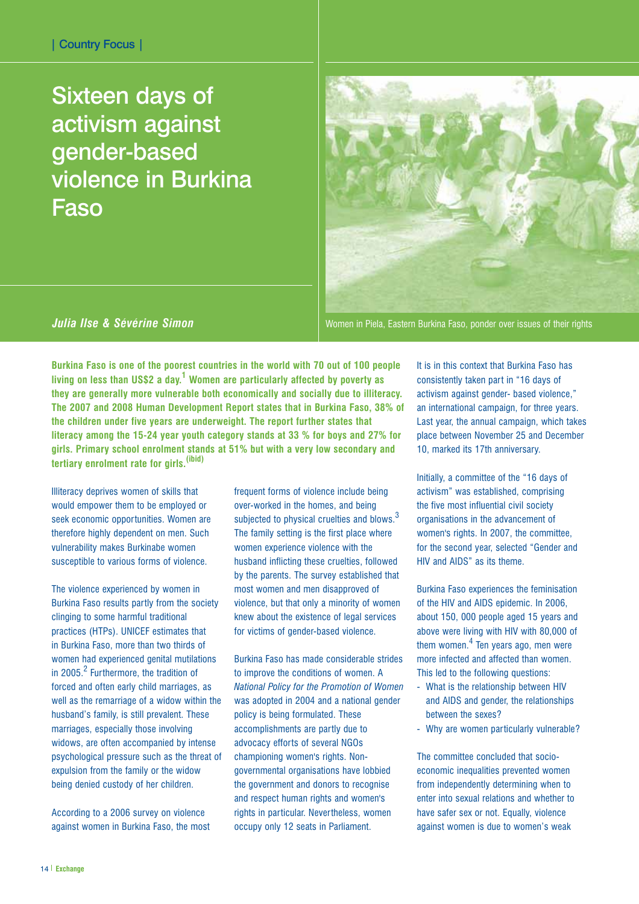| Country Focus |

# Sixteen days of activism against gender-based violence in Burkina Faso

***Julia Ilse & Sévérine Simon***

Women in Piela, Eastern Burkina Faso, ponder over issues of their rights

**Burkina Faso is one of the poorest countries in the world with 70 out of 100 people living on less than US$2 a day.[1] Women are particularly affected by poverty as they are generally more vulnerable both economically and socially due to illiteracy. The 2007 and 2008 Human Development Report states that in Burkina Faso, 38% of the children under five years are underweight. The report further states that literacy among the 15-24 year youth category stands at 33 % for boys and 27% for girls. Primary school enrolment stands at 51% but with a very low secondary and tertiary enrolment rate for girls.[(ibid)]**

Illiteracy deprives women of skills that would empower them to be employed or seek economic opportunities. Women are therefore highly dependent on men. Such vulnerability makes Burkinabe women susceptible to various forms of violence.

The violence experienced by women in Burkina Faso results partly from the society clinging to some harmful traditional practices (HTPs). UNICEF estimates that in Burkina Faso, more than two thirds of women had experienced genital mutilations in 2005.[2] Furthermore, the tradition of forced and often early child marriages, as well as the remarriage of a widow within the husband's family, is still prevalent. These marriages, especially those involving widows, are often accompanied by intense psychological pressure such as the threat of expulsion from the family or the widow being denied custody of her children.

According to a 2006 survey on violence against women in Burkina Faso, the most frequent forms of violence include being over-worked in the homes, and being subjected to physical cruelties and blows.[3] The family setting is the first place where women experience violence with the husband inflicting these cruelties, followed by the parents. The survey established that most women and men disapproved of violence, but that only a minority of women knew about the existence of legal services for victims of gender-based violence.

Burkina Faso has made considerable strides to improve the conditions of women. A *National Policy for the Promotion of Women* was adopted in 2004 and a national gender policy is being formulated. These accomplishments are partly due to advocacy efforts of several NGOs championing women's rights. Non-governmental organisations have lobbied the government and donors to recognise and respect human rights and women's rights in particular. Nevertheless, women occupy only 12 seats in Parliament.

It is in this context that Burkina Faso has consistently taken part in "16 days of activism against gender- based violence," an international campaign, for three years. Last year, the annual campaign, which takes place between November 25 and December 10, marked its 17th anniversary.

Initially, a committee of the "16 days of activism" was established, comprising the five most influential civil society organisations in the advancement of women's rights. In 2007, the committee, for the second year, selected "Gender and HIV and AIDS" as its theme.

Burkina Faso experiences the feminisation of the HIV and AIDS epidemic. In 2006, about 150, 000 people aged 15 years and above were living with HIV with 80,000 of them women.[4] Ten years ago, men were more infected and affected than women. This led to the following questions:

- What is the relationship between HIV and AIDS and gender, the relationships between the sexes?
- Why are women particularly vulnerable?

The committee concluded that socio-economic inequalities prevented women from independently determining when to enter into sexual relations and whether to have safer sex or not. Equally, violence against women is due to women's weak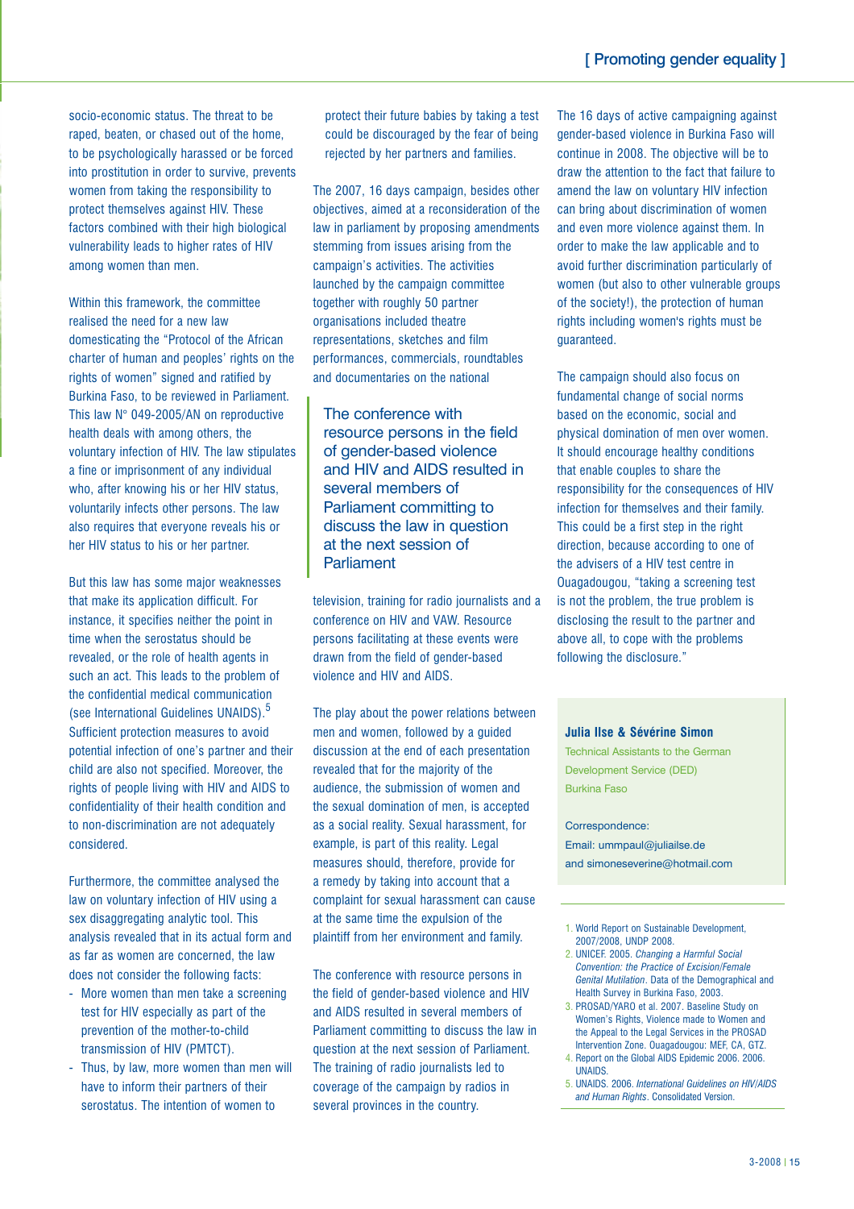socio-economic status. The threat to be raped, beaten, or chased out of the home, to be psychologically harassed or be forced into prostitution in order to survive, prevents women from taking the responsibility to protect themselves against HIV. These factors combined with their high biological vulnerability leads to higher rates of HIV among women than men.

Within this framework, the committee realised the need for a new law domesticating the "Protocol of the African charter of human and peoples' rights on the rights of women" signed and ratified by Burkina Faso, to be reviewed in Parliament. This law N° 049-2005/AN on reproductive health deals with among others, the voluntary infection of HIV. The law stipulates a fine or imprisonment of any individual who, after knowing his or her HIV status, voluntarily infects other persons. The law also requires that everyone reveals his or her HIV status to his or her partner.

But this law has some major weaknesses that make its application difficult. For instance, it specifies neither the point in time when the serostatus should be revealed, or the role of health agents in such an act. This leads to the problem of the confidential medical communication (see International Guidelines UNAIDS).[5] Sufficient protection measures to avoid potential infection of one's partner and their child are also not specified. Moreover, the rights of people living with HIV and AIDS to confidentiality of their health condition and to non-discrimination are not adequately considered.

Furthermore, the committee analysed the law on voluntary infection of HIV using a sex disaggregating analytic tool. This analysis revealed that in its actual form and as far as women are concerned, the law does not consider the following facts:

- More women than men take a screening test for HIV especially as part of the prevention of the mother-to-child transmission of HIV (PMTCT).
- Thus, by law, more women than men will have to inform their partners of their serostatus. The intention of women to protect their future babies by taking a test could be discouraged by the fear of being rejected by her partners and families.

The 2007, 16 days campaign, besides other objectives, aimed at a reconsideration of the law in parliament by proposing amendments stemming from issues arising from the campaign's activities. The activities launched by the campaign committee together with roughly 50 partner organisations included theatre representations, sketches and film performances, commercials, roundtables and documentaries on the national television, training for radio journalists and a conference on HIV and VAW. Resource persons facilitating at these events were drawn from the field of gender-based violence and HIV and AIDS.

> The conference with resource persons in the field of gender-based violence and HIV and AIDS resulted in several members of Parliament committing to discuss the law in question at the next session of Parliament

The play about the power relations between men and women, followed by a guided discussion at the end of each presentation revealed that for the majority of the audience, the submission of women and the sexual domination of men, is accepted as a social reality. Sexual harassment, for example, is part of this reality. Legal measures should, therefore, provide for a remedy by taking into account that a complaint for sexual harassment can cause at the same time the expulsion of the plaintiff from her environment and family.

The conference with resource persons in the field of gender-based violence and HIV and AIDS resulted in several members of Parliament committing to discuss the law in question at the next session of Parliament. The training of radio journalists led to coverage of the campaign by radios in several provinces in the country.

The 16 days of active campaigning against gender-based violence in Burkina Faso will continue in 2008. The objective will be to draw the attention to the fact that failure to amend the law on voluntary HIV infection can bring about discrimination of women and even more violence against them. In order to make the law applicable and to avoid further discrimination particularly of women (but also to other vulnerable groups of the society!), the protection of human rights including women's rights must be guaranteed.

The campaign should also focus on fundamental change of social norms based on the economic, social and physical domination of men over women. It should encourage healthy conditions that enable couples to share the responsibility for the consequences of HIV infection for themselves and their family. This could be a first step in the right direction, because according to one of the advisers of a HIV test centre in Ouagadougou, "taking a screening test is not the problem, the true problem is disclosing the result to the partner and above all, to cope with the problems following the disclosure."

**Julia Ilse & Sévérine Simon**
Technical Assistants to the German Development Service (DED)
Burkina Faso

Correspondence:
Email: ummpaul@juliailse.de
and simoneseverine@hotmail.com

1. World Report on Sustainable Development, 2007/2008, UNDP 2008.
2. UNICEF. 2005. *Changing a Harmful Social Convention: the Practice of Excision/Female Genital Mutilation*. Data of the Demographical and Health Survey in Burkina Faso, 2003.
3. PROSAD/YARO et al. 2007. Baseline Study on Women's Rights, Violence made to Women and the Appeal to the Legal Services in the PROSAD Intervention Zone. Ouagadougou: MEF, CA, GTZ.
4. Report on the Global AIDS Epidemic 2006. 2006. UNAIDS.
5. UNAIDS. 2006. *International Guidelines on HIV/AIDS and Human Rights*. Consolidated Version.